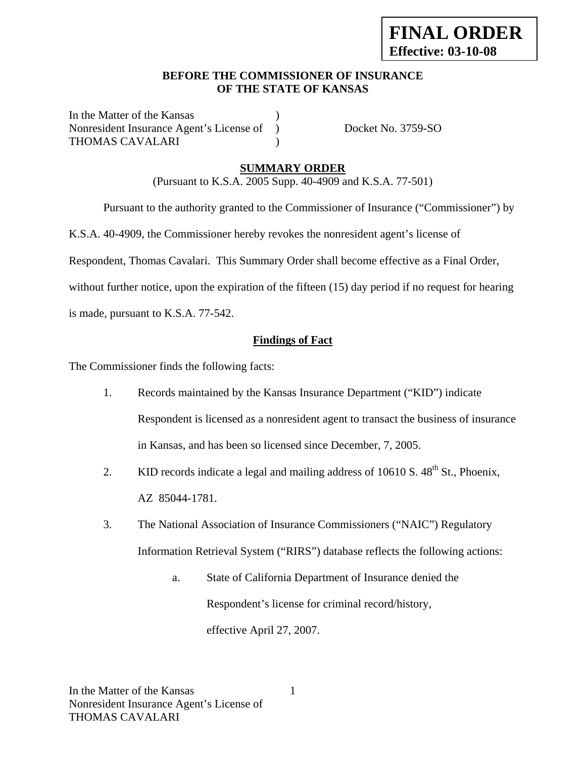**FINAL ORDER**
**Effective: 03-10-08**

**BEFORE THE COMMISSIONER OF INSURANCE**
**OF THE STATE OF KANSAS**

| | | |
|---|---|---|
| In the Matter of the Kansas | ) | |
| Nonresident Insurance Agent's License of | ) | Docket No. 3759-SO |
| THOMAS CAVALARI | ) | |

## SUMMARY ORDER

(Pursuant to K.S.A. 2005 Supp. 40-4909 and K.S.A. 77-501)

Pursuant to the authority granted to the Commissioner of Insurance ("Commissioner") by K.S.A. 40-4909, the Commissioner hereby revokes the nonresident agent's license of Respondent, Thomas Cavalari. This Summary Order shall become effective as a Final Order, without further notice, upon the expiration of the fifteen (15) day period if no request for hearing is made, pursuant to K.S.A. 77-542.

### Findings of Fact

The Commissioner finds the following facts:

1. Records maintained by the Kansas Insurance Department ("KID") indicate Respondent is licensed as a nonresident agent to transact the business of insurance in Kansas, and has been so licensed since December, 7, 2005.

2. KID records indicate a legal and mailing address of 10610 S. 48th St., Phoenix, AZ 85044-1781.

3. The National Association of Insurance Commissioners ("NAIC") Regulatory Information Retrieval System ("RIRS") database reflects the following actions:

   a. State of California Department of Insurance denied the Respondent's license for criminal record/history, effective April 27, 2007.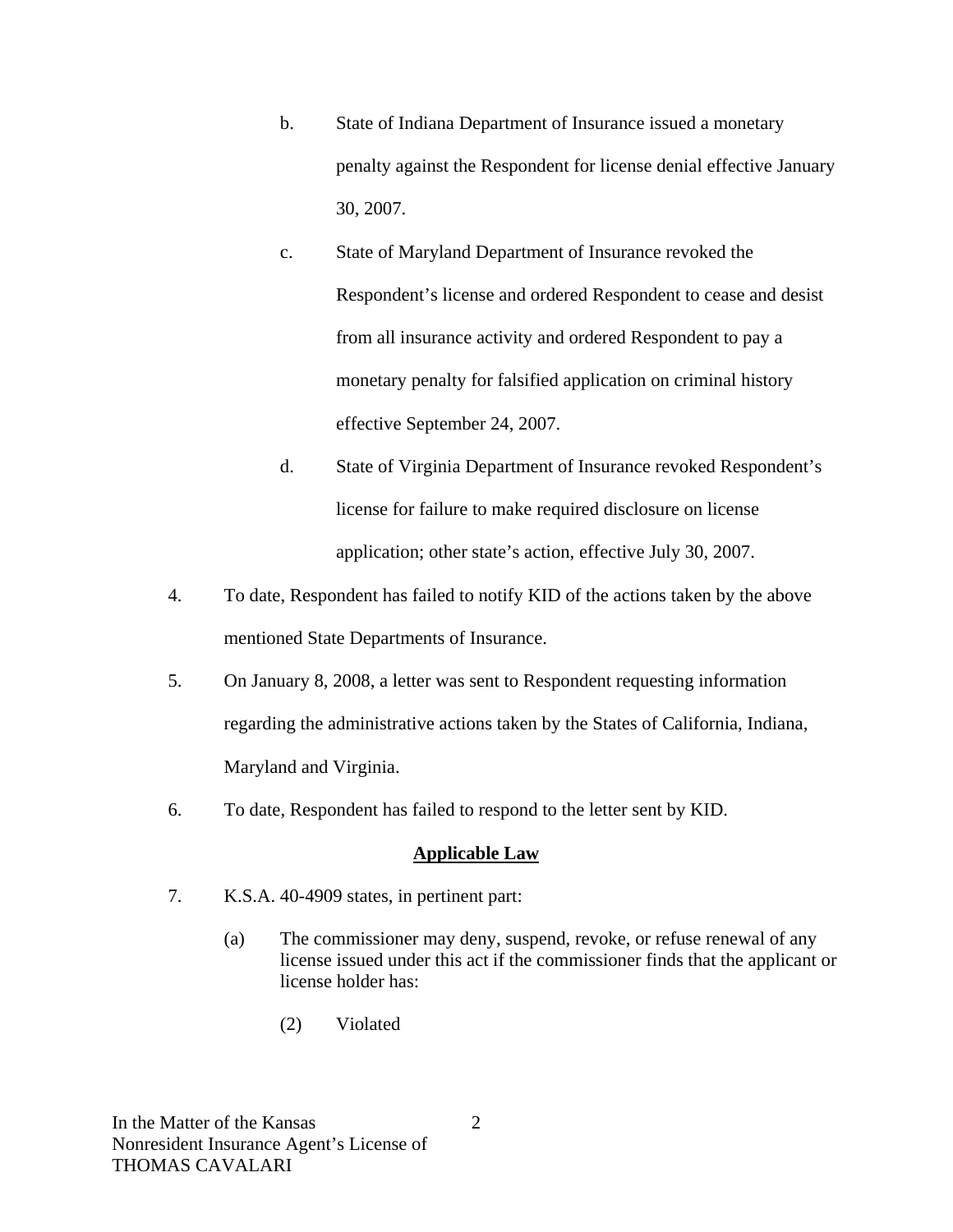b. State of Indiana Department of Insurance issued a monetary penalty against the Respondent for license denial effective January 30, 2007.

c. State of Maryland Department of Insurance revoked the Respondent's license and ordered Respondent to cease and desist from all insurance activity and ordered Respondent to pay a monetary penalty for falsified application on criminal history effective September 24, 2007.

d. State of Virginia Department of Insurance revoked Respondent's license for failure to make required disclosure on license application; other state's action, effective July 30, 2007.

4. To date, Respondent has failed to notify KID of the actions taken by the above mentioned State Departments of Insurance.

5. On January 8, 2008, a letter was sent to Respondent requesting information regarding the administrative actions taken by the States of California, Indiana, Maryland and Virginia.

6. To date, Respondent has failed to respond to the letter sent by KID.

## Applicable Law

7. K.S.A. 40-4909 states, in pertinent part:

(a) The commissioner may deny, suspend, revoke, or refuse renewal of any license issued under this act if the commissioner finds that the applicant or license holder has:

(2) Violated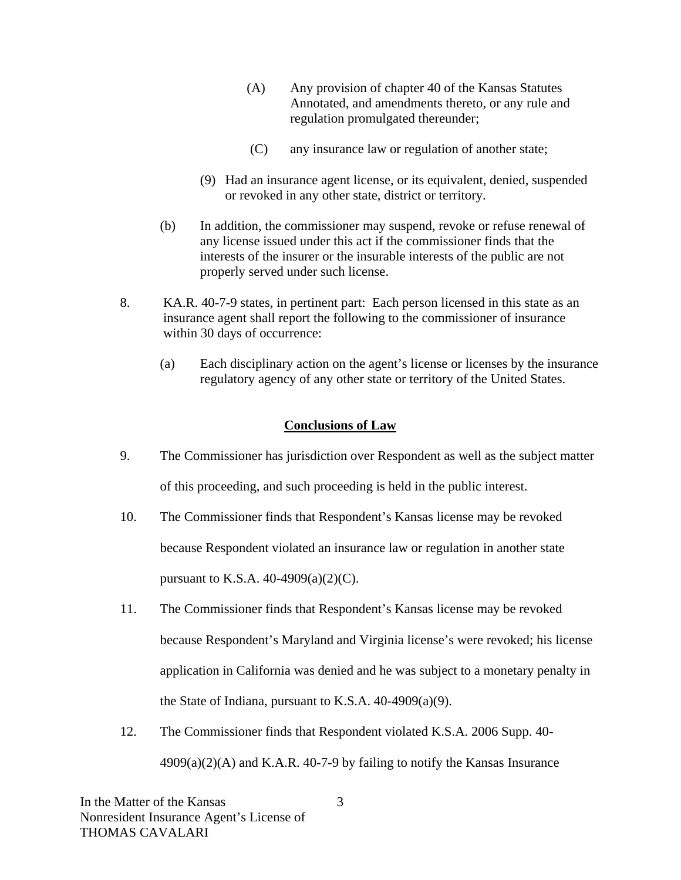(A) Any provision of chapter 40 of the Kansas Statutes Annotated, and amendments thereto, or any rule and regulation promulgated thereunder;

(C) any insurance law or regulation of another state;

(9) Had an insurance agent license, or its equivalent, denied, suspended or revoked in any other state, district or territory.

(b) In addition, the commissioner may suspend, revoke or refuse renewal of any license issued under this act if the commissioner finds that the interests of the insurer or the insurable interests of the public are not properly served under such license.

8. KA.R. 40-7-9 states, in pertinent part: Each person licensed in this state as an insurance agent shall report the following to the commissioner of insurance within 30 days of occurrence:

(a) Each disciplinary action on the agent's license or licenses by the insurance regulatory agency of any other state or territory of the United States.

## Conclusions of Law

9. The Commissioner has jurisdiction over Respondent as well as the subject matter of this proceeding, and such proceeding is held in the public interest.

10. The Commissioner finds that Respondent's Kansas license may be revoked because Respondent violated an insurance law or regulation in another state pursuant to K.S.A. 40-4909(a)(2)(C).

11. The Commissioner finds that Respondent's Kansas license may be revoked because Respondent's Maryland and Virginia license's were revoked; his license application in California was denied and he was subject to a monetary penalty in the State of Indiana, pursuant to K.S.A. 40-4909(a)(9).

12. The Commissioner finds that Respondent violated K.S.A. 2006 Supp. 40-4909(a)(2)(A) and K.A.R. 40-7-9 by failing to notify the Kansas Insurance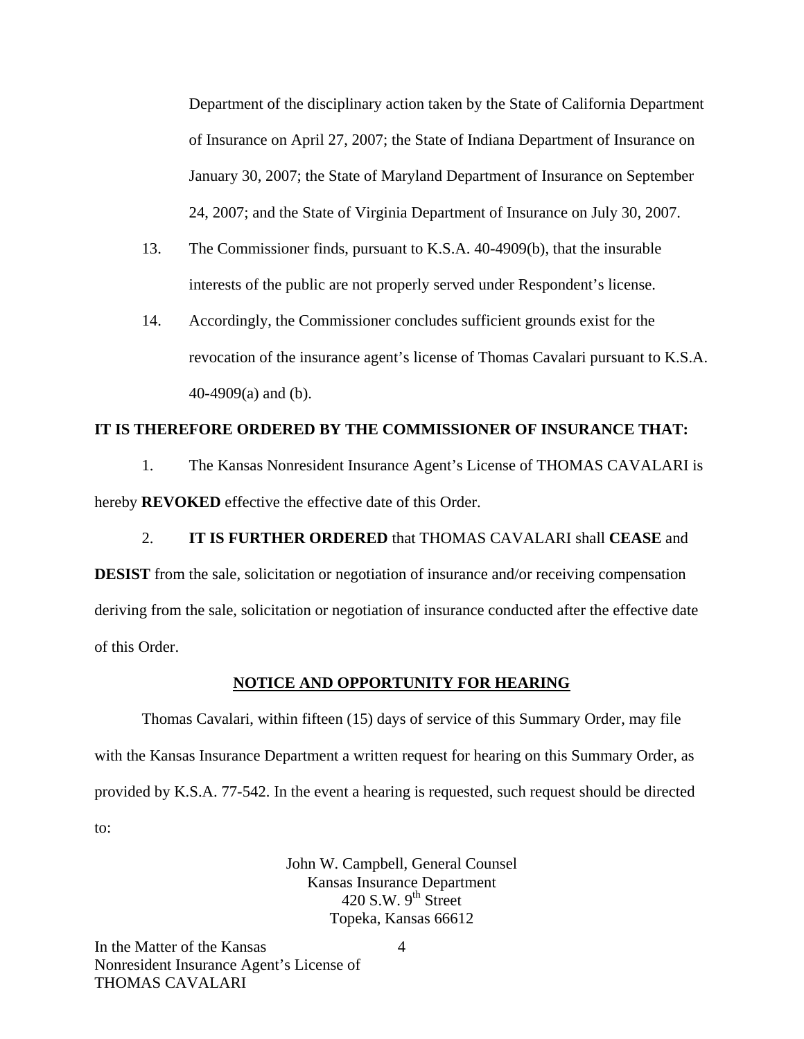Department of the disciplinary action taken by the State of California Department of Insurance on April 27, 2007; the State of Indiana Department of Insurance on January 30, 2007; the State of Maryland Department of Insurance on September 24, 2007; and the State of Virginia Department of Insurance on July 30, 2007.

13. The Commissioner finds, pursuant to K.S.A. 40-4909(b), that the insurable interests of the public are not properly served under Respondent's license.

14. Accordingly, the Commissioner concludes sufficient grounds exist for the revocation of the insurance agent's license of Thomas Cavalari pursuant to K.S.A. 40-4909(a) and (b).

**IT IS THEREFORE ORDERED BY THE COMMISSIONER OF INSURANCE THAT:**

1. The Kansas Nonresident Insurance Agent's License of THOMAS CAVALARI is hereby **REVOKED** effective the effective date of this Order.

2. **IT IS FURTHER ORDERED** that THOMAS CAVALARI shall **CEASE** and **DESIST** from the sale, solicitation or negotiation of insurance and/or receiving compensation deriving from the sale, solicitation or negotiation of insurance conducted after the effective date of this Order.

## NOTICE AND OPPORTUNITY FOR HEARING

Thomas Cavalari, within fifteen (15) days of service of this Summary Order, may file with the Kansas Insurance Department a written request for hearing on this Summary Order, as provided by K.S.A. 77-542. In the event a hearing is requested, such request should be directed to:

John W. Campbell, General Counsel
Kansas Insurance Department
420 S.W. 9th Street
Topeka, Kansas 66612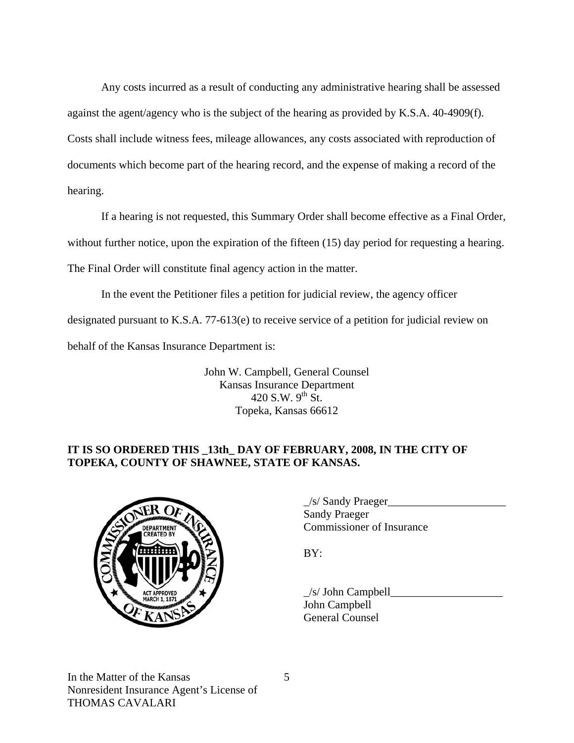Any costs incurred as a result of conducting any administrative hearing shall be assessed against the agent/agency who is the subject of the hearing as provided by K.S.A. 40-4909(f). Costs shall include witness fees, mileage allowances, any costs associated with reproduction of documents which become part of the hearing record, and the expense of making a record of the hearing.

If a hearing is not requested, this Summary Order shall become effective as a Final Order, without further notice, upon the expiration of the fifteen (15) day period for requesting a hearing. The Final Order will constitute final agency action in the matter.

In the event the Petitioner files a petition for judicial review, the agency officer designated pursuant to K.S.A. 77-613(e) to receive service of a petition for judicial review on behalf of the Kansas Insurance Department is:

John W. Campbell, General Counsel  
Kansas Insurance Department  
420 S.W. 9th St.  
Topeka, Kansas 66612

**IT IS SO ORDERED THIS _13th_ DAY OF FEBRUARY, 2008, IN THE CITY OF TOPEKA, COUNTY OF SHAWNEE, STATE OF KANSAS.**

_/s/ Sandy Praeger_____________________  
Sandy Praeger  
Commissioner of Insurance

BY:

_/s/ John Campbell____________________  
John Campbell  
General Counsel

In the Matter of the Kansas  
Nonresident Insurance Agent's License of  
THOMAS CAVALARI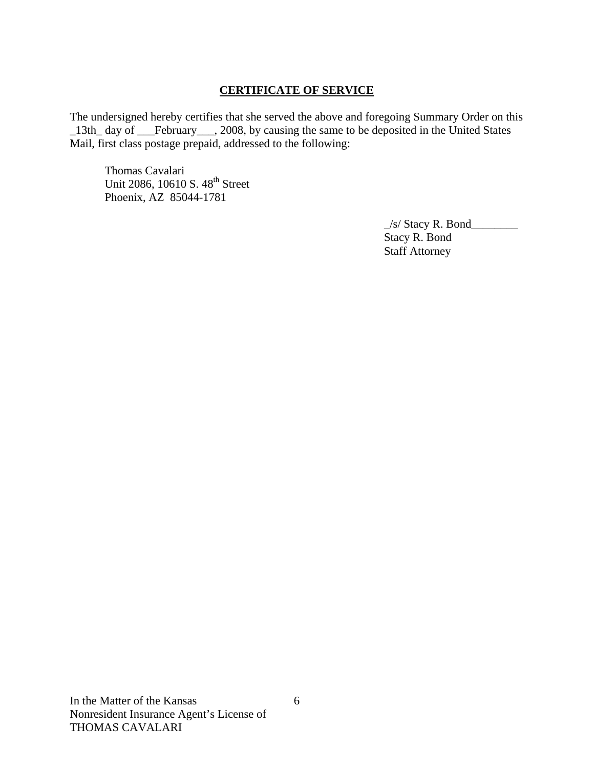**CERTIFICATE OF SERVICE**

The undersigned hereby certifies that she served the above and foregoing Summary Order on this _13th_ day of ___February___, 2008, by causing the same to be deposited in the United States Mail, first class postage prepaid, addressed to the following:

Thomas Cavalari  
Unit 2086, 10610 S. 48th Street  
Phoenix, AZ 85044-1781

_/s/ Stacy R. Bond________  
Stacy R. Bond  
Staff Attorney